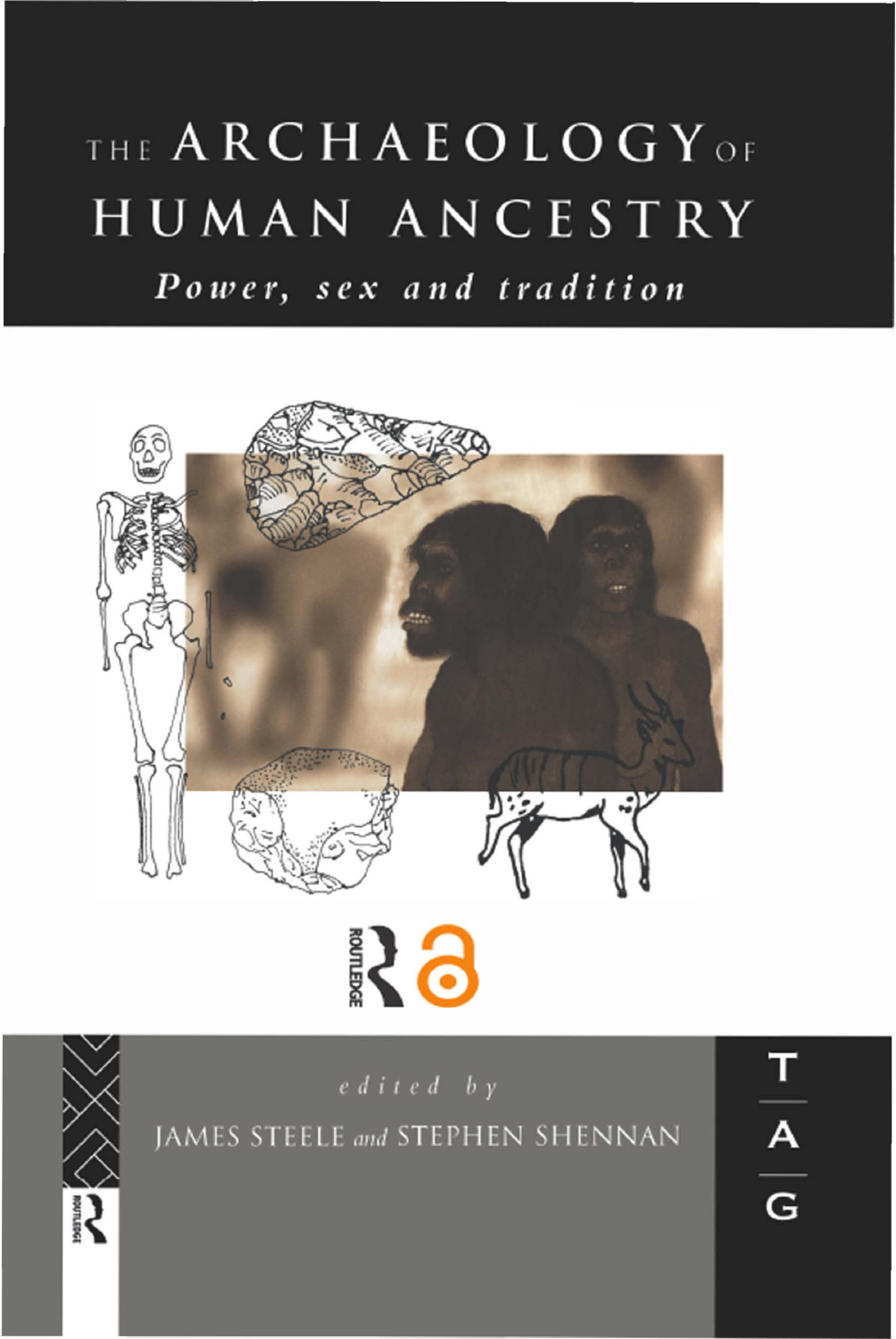# THE ARCHAEOLOGY OF HUMAN ANCESTRY

## *Power, sex and tradition*

*edited by*

JAMES STEELE *and* STEPHEN SHENNAN

T
A
G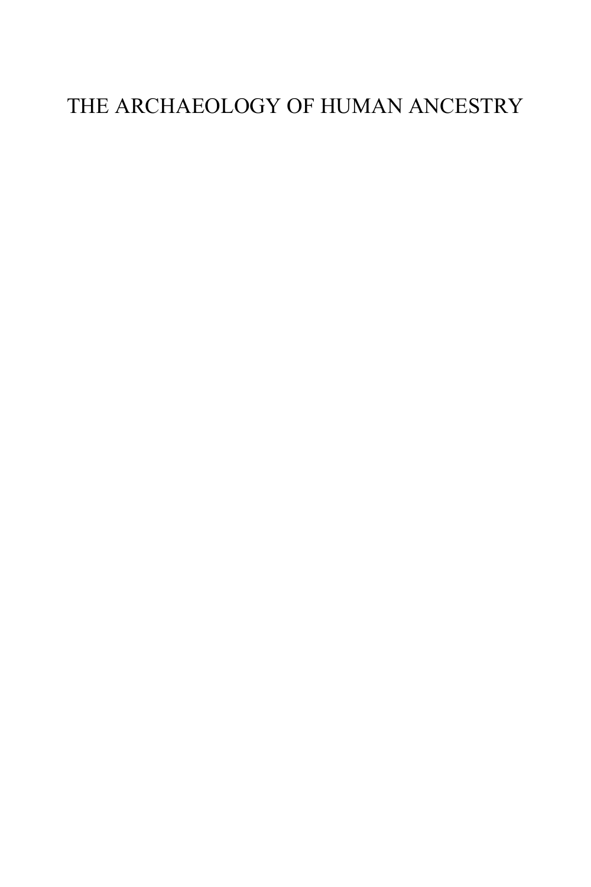# THE ARCHAEOLOGY OF HUMAN ANCESTRY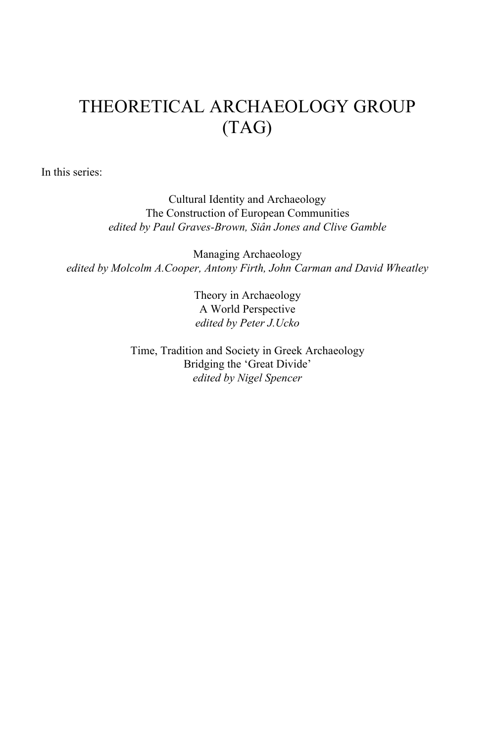# THEORETICAL ARCHAEOLOGY GROUP (TAG)

In this series:

Cultural Identity and Archaeology
The Construction of European Communities
*edited by Paul Graves-Brown, Siân Jones and Clive Gamble*

Managing Archaeology
*edited by Molcolm A.Cooper, Antony Firth, John Carman and David Wheatley*

Theory in Archaeology
A World Perspective
*edited by Peter J.Ucko*

Time, Tradition and Society in Greek Archaeology
Bridging the 'Great Divide'
*edited by Nigel Spencer*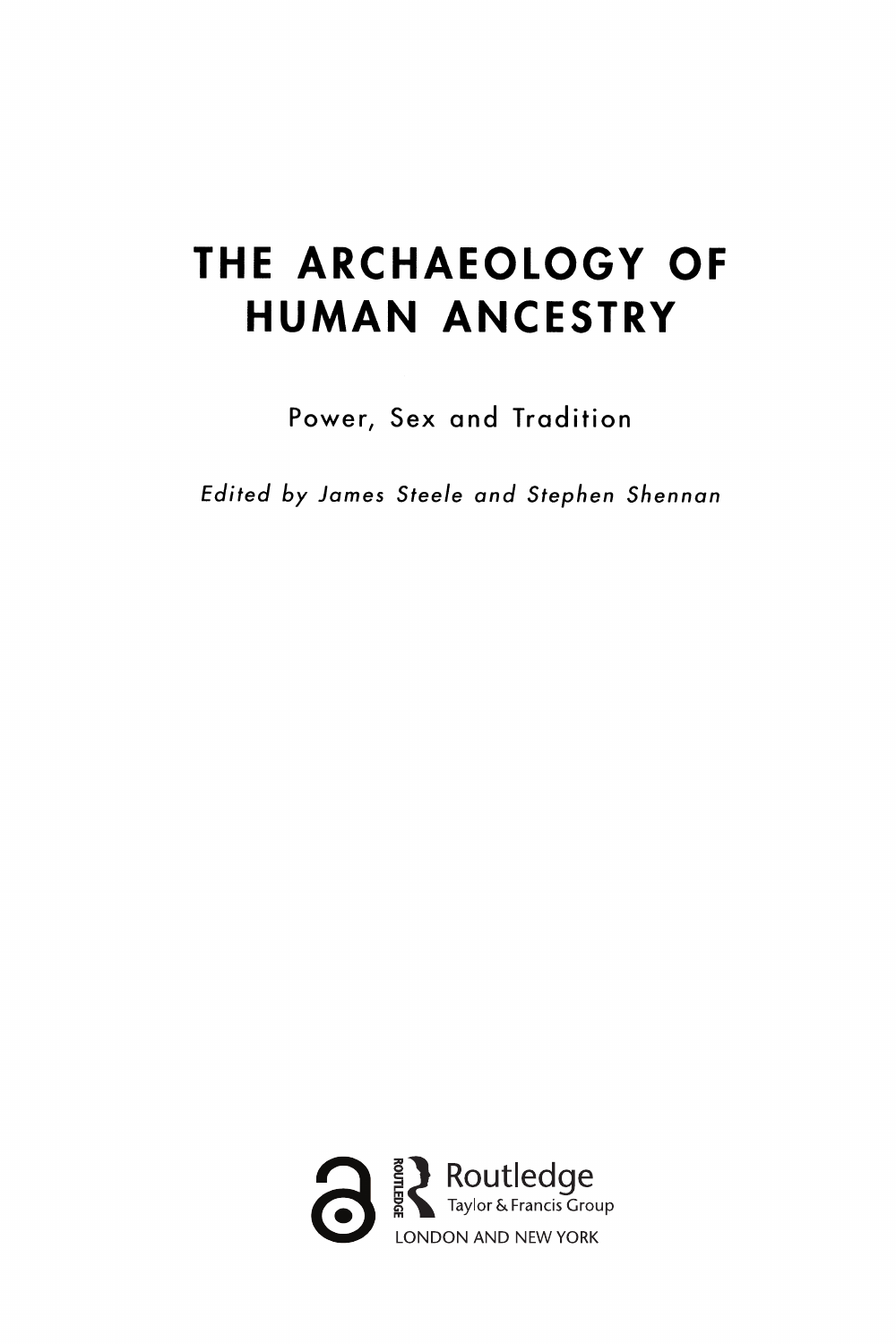# THE ARCHAEOLOGY OF HUMAN ANCESTRY

Power, Sex and Tradition

*Edited by James Steele and Stephen Shennan*

Routledge
Taylor & Francis Group
LONDON AND NEW YORK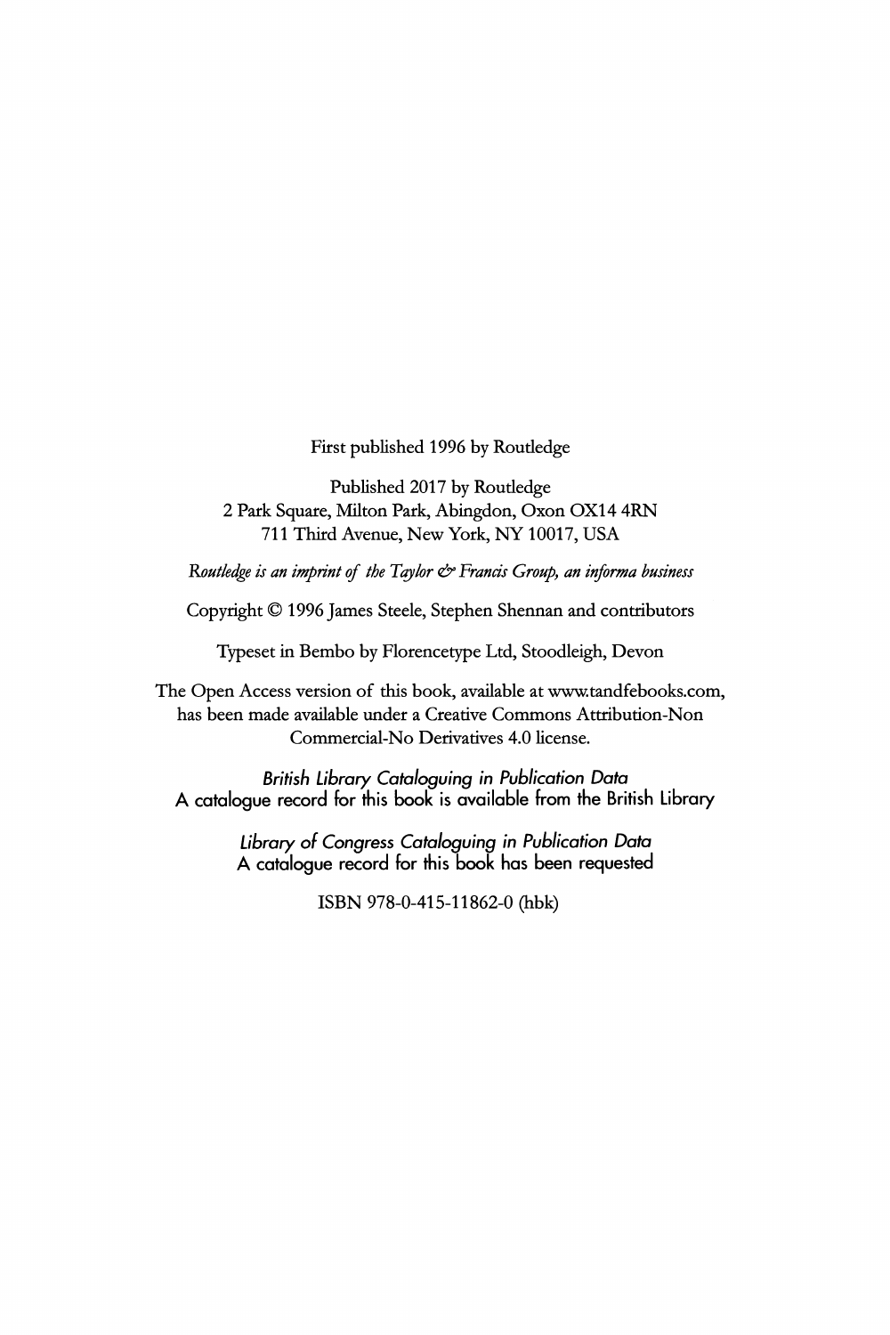First published 1996 by Routledge

Published 2017 by Routledge
2 Park Square, Milton Park, Abingdon, Oxon OX14 4RN
711 Third Avenue, New York, NY 10017, USA

*Routledge is an imprint of the Taylor & Francis Group, an informa business*

Copyright © 1996 James Steele, Stephen Shennan and contributors

Typeset in Bembo by Florencetype Ltd, Stoodleigh, Devon

The Open Access version of this book, available at www.tandfebooks.com, has been made available under a Creative Commons Attribution-Non Commercial-No Derivatives 4.0 license.

*British Library Cataloguing in Publication Data*
A catalogue record for this book is available from the British Library

*Library of Congress Cataloguing in Publication Data*
A catalogue record for this book has been requested

ISBN 978-0-415-11862-0 (hbk)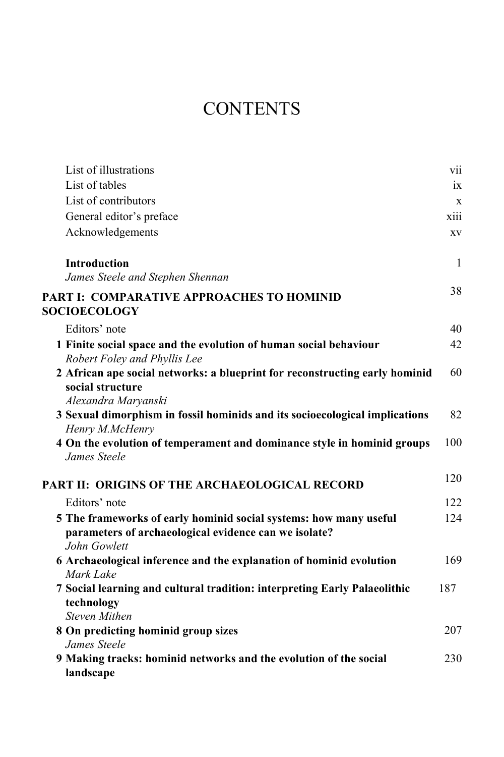# CONTENTS

| | |
|---|---|
| List of illustrations | vii |
| List of tables | ix |
| List of contributors | x |
| General editor's preface | xiii |
| Acknowledgements | xv |
| **Introduction**<br>*James Steele and Stephen Shennan* | 1 |
| **PART I: COMPARATIVE APPROACHES TO HOMINID SOCIOECOLOGY** | 38 |
| Editors' note | 40 |
| **1 Finite social space and the evolution of human social behaviour**<br>*Robert Foley and Phyllis Lee* | 42 |
| **2 African ape social networks: a blueprint for reconstructing early hominid social structure**<br>*Alexandra Maryanski* | 60 |
| **3 Sexual dimorphism in fossil hominids and its socioecological implications**<br>*Henry M.McHenry* | 82 |
| **4 On the evolution of temperament and dominance style in hominid groups**<br>*James Steele* | 100 |
| **PART II: ORIGINS OF THE ARCHAEOLOGICAL RECORD** | 120 |
| Editors' note | 122 |
| **5 The frameworks of early hominid social systems: how many useful parameters of archaeological evidence can we isolate?**<br>*John Gowlett* | 124 |
| **6 Archaeological inference and the explanation of hominid evolution**<br>*Mark Lake* | 169 |
| **7 Social learning and cultural tradition: interpreting Early Palaeolithic technology**<br>*Steven Mithen* | 187 |
| **8 On predicting hominid group sizes**<br>*James Steele* | 207 |
| **9 Making tracks: hominid networks and the evolution of the social landscape** | 230 |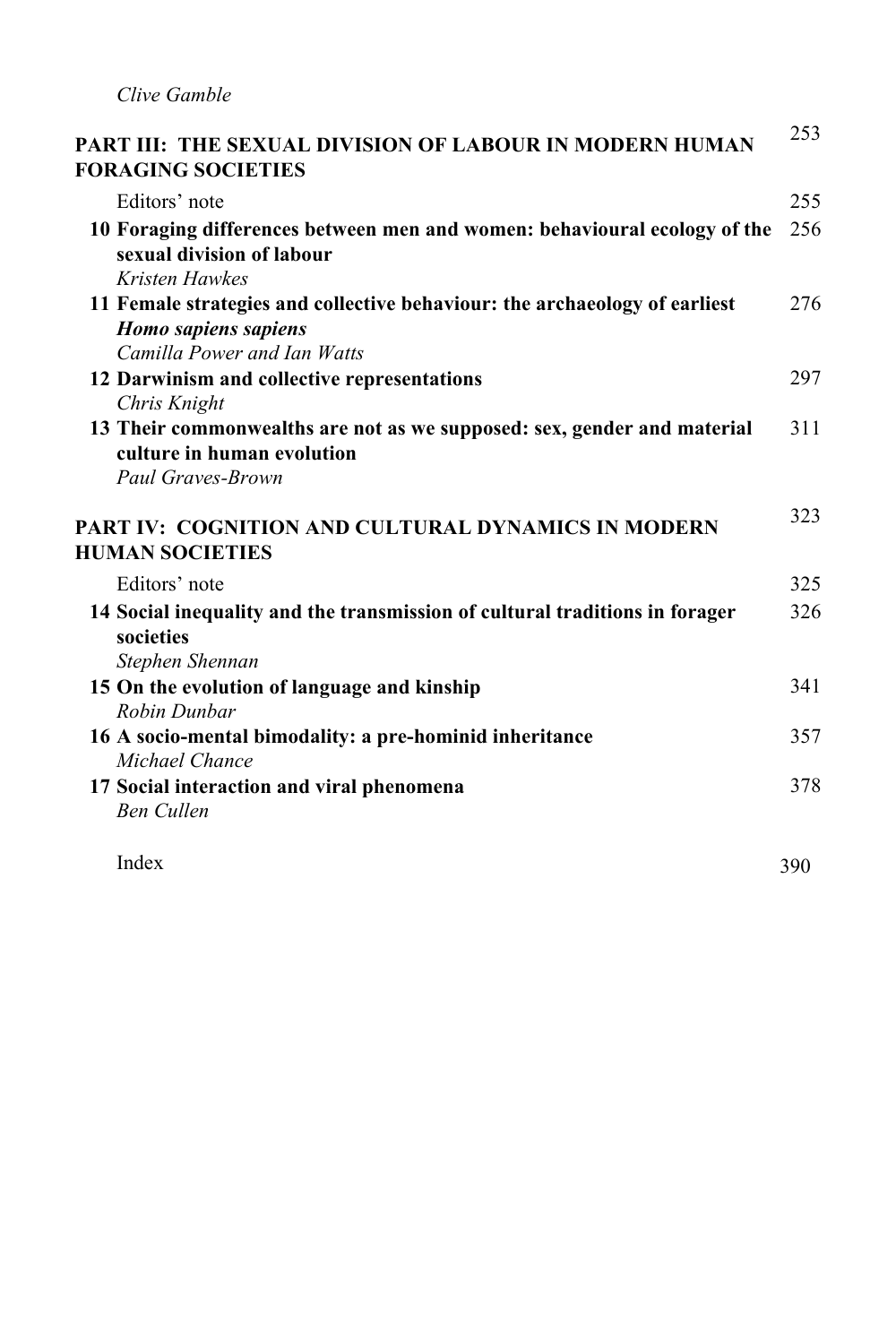*Clive Gamble*

**PART III: THE SEXUAL DIVISION OF LABOUR IN MODERN HUMAN FORAGING SOCIETIES** 253

Editors' note 255

**10 Foraging differences between men and women: behavioural ecology of the sexual division of labour** 256
*Kristen Hawkes*

**11 Female strategies and collective behaviour: the archaeology of earliest *Homo sapiens sapiens*** 276
*Camilla Power and Ian Watts*

**12 Darwinism and collective representations** 297
*Chris Knight*

**13 Their commonwealths are not as we supposed: sex, gender and material culture in human evolution** 311
*Paul Graves-Brown*

**PART IV: COGNITION AND CULTURAL DYNAMICS IN MODERN HUMAN SOCIETIES** 323

Editors' note 325

**14 Social inequality and the transmission of cultural traditions in forager societies** 326
*Stephen Shennan*

**15 On the evolution of language and kinship** 341
*Robin Dunbar*

**16 A socio-mental bimodality: a pre-hominid inheritance** 357
*Michael Chance*

**17 Social interaction and viral phenomena** 378
*Ben Cullen*

Index 390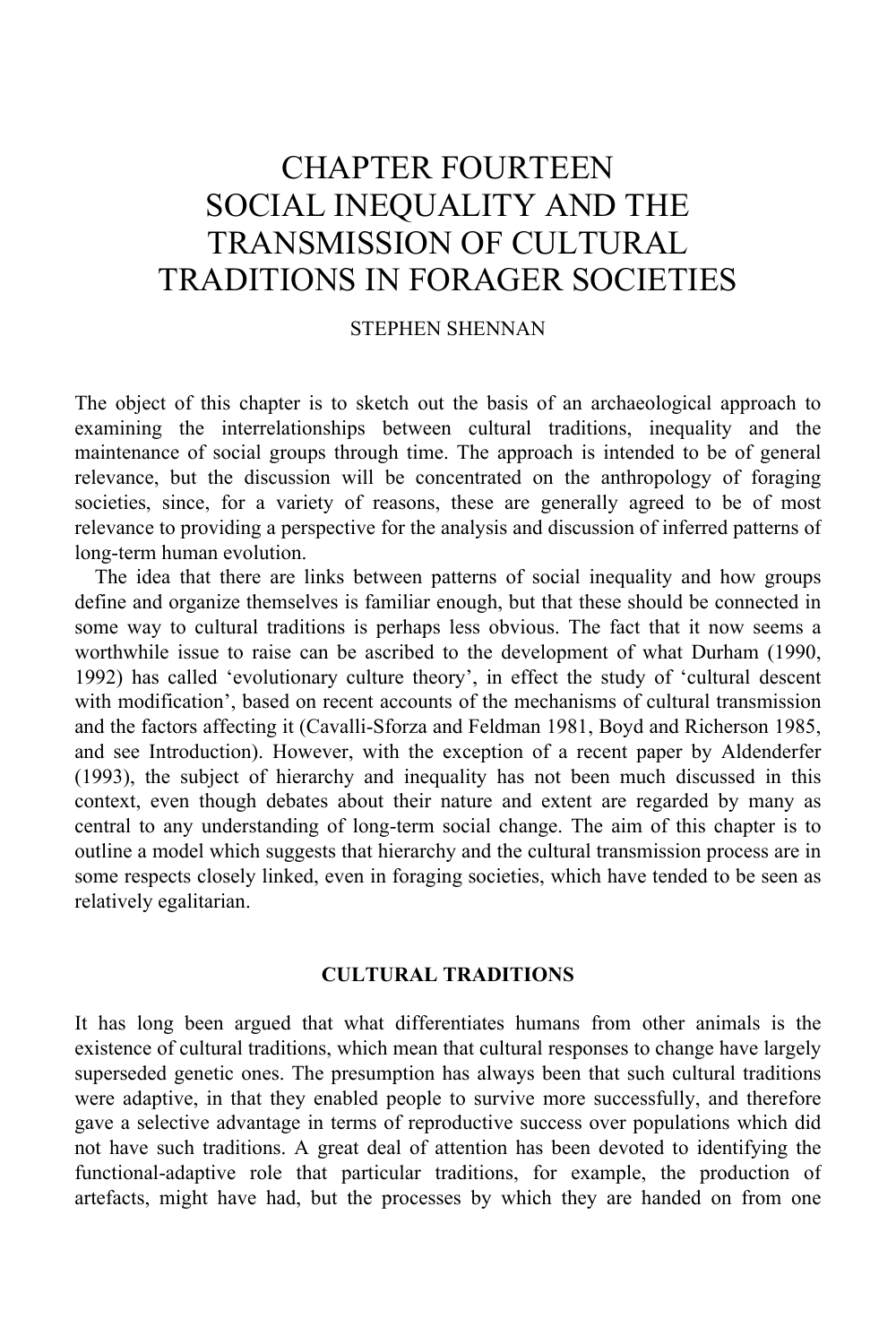# CHAPTER FOURTEEN SOCIAL INEQUALITY AND THE TRANSMISSION OF CULTURAL TRADITIONS IN FORAGER SOCIETIES

STEPHEN SHENNAN

The object of this chapter is to sketch out the basis of an archaeological approach to examining the interrelationships between cultural traditions, inequality and the maintenance of social groups through time. The approach is intended to be of general relevance, but the discussion will be concentrated on the anthropology of foraging societies, since, for a variety of reasons, these are generally agreed to be of most relevance to providing a perspective for the analysis and discussion of inferred patterns of long-term human evolution.

The idea that there are links between patterns of social inequality and how groups define and organize themselves is familiar enough, but that these should be connected in some way to cultural traditions is perhaps less obvious. The fact that it now seems a worthwhile issue to raise can be ascribed to the development of what Durham (1990, 1992) has called 'evolutionary culture theory', in effect the study of 'cultural descent with modification', based on recent accounts of the mechanisms of cultural transmission and the factors affecting it (Cavalli-Sforza and Feldman 1981, Boyd and Richerson 1985, and see Introduction). However, with the exception of a recent paper by Aldenderfer (1993), the subject of hierarchy and inequality has not been much discussed in this context, even though debates about their nature and extent are regarded by many as central to any understanding of long-term social change. The aim of this chapter is to outline a model which suggests that hierarchy and the cultural transmission process are in some respects closely linked, even in foraging societies, which have tended to be seen as relatively egalitarian.

## CULTURAL TRADITIONS

It has long been argued that what differentiates humans from other animals is the existence of cultural traditions, which mean that cultural responses to change have largely superseded genetic ones. The presumption has always been that such cultural traditions were adaptive, in that they enabled people to survive more successfully, and therefore gave a selective advantage in terms of reproductive success over populations which did not have such traditions. A great deal of attention has been devoted to identifying the functional-adaptive role that particular traditions, for example, the production of artefacts, might have had, but the processes by which they are handed on from one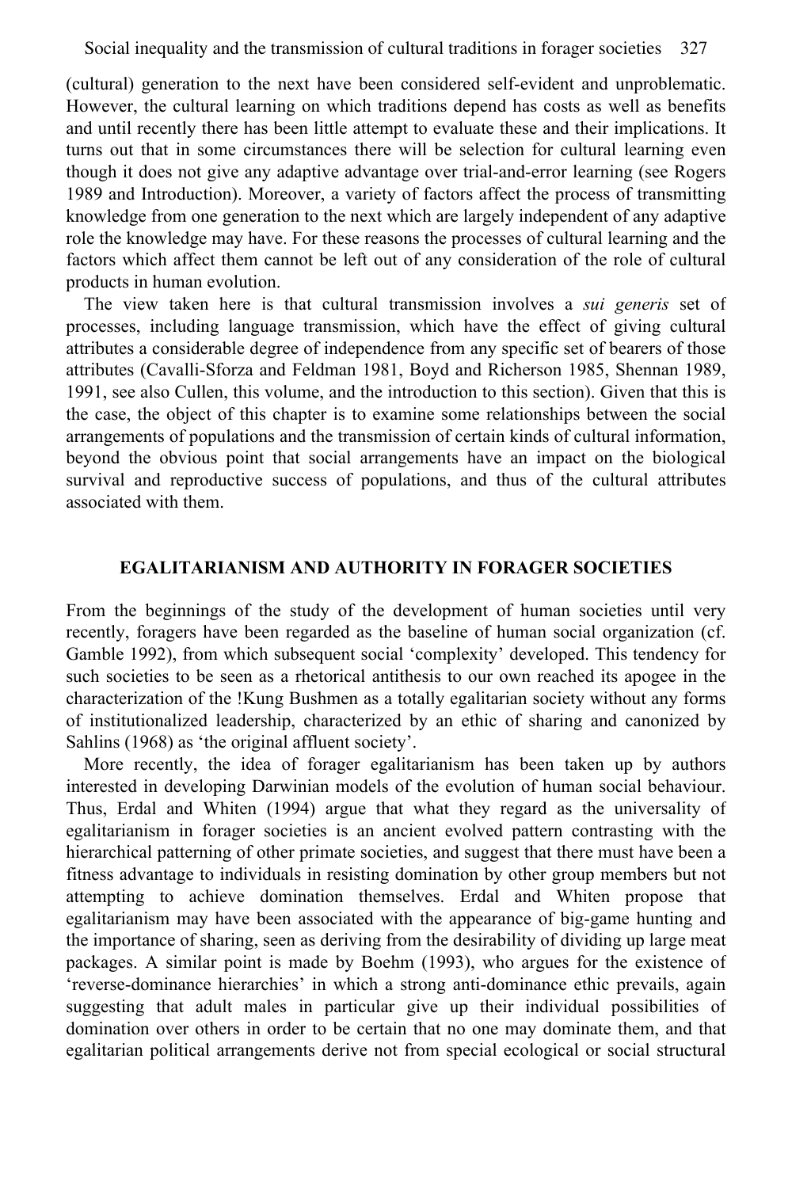(cultural) generation to the next have been considered self-evident and unproblematic. However, the cultural learning on which traditions depend has costs as well as benefits and until recently there has been little attempt to evaluate these and their implications. It turns out that in some circumstances there will be selection for cultural learning even though it does not give any adaptive advantage over trial-and-error learning (see Rogers 1989 and Introduction). Moreover, a variety of factors affect the process of transmitting knowledge from one generation to the next which are largely independent of any adaptive role the knowledge may have. For these reasons the processes of cultural learning and the factors which affect them cannot be left out of any consideration of the role of cultural products in human evolution.

The view taken here is that cultural transmission involves a *sui generis* set of processes, including language transmission, which have the effect of giving cultural attributes a considerable degree of independence from any specific set of bearers of those attributes (Cavalli-Sforza and Feldman 1981, Boyd and Richerson 1985, Shennan 1989, 1991, see also Cullen, this volume, and the introduction to this section). Given that this is the case, the object of this chapter is to examine some relationships between the social arrangements of populations and the transmission of certain kinds of cultural information, beyond the obvious point that social arrangements have an impact on the biological survival and reproductive success of populations, and thus of the cultural attributes associated with them.

## EGALITARIANISM AND AUTHORITY IN FORAGER SOCIETIES

From the beginnings of the study of the development of human societies until very recently, foragers have been regarded as the baseline of human social organization (cf. Gamble 1992), from which subsequent social 'complexity' developed. This tendency for such societies to be seen as a rhetorical antithesis to our own reached its apogee in the characterization of the !Kung Bushmen as a totally egalitarian society without any forms of institutionalized leadership, characterized by an ethic of sharing and canonized by Sahlins (1968) as 'the original affluent society'.

More recently, the idea of forager egalitarianism has been taken up by authors interested in developing Darwinian models of the evolution of human social behaviour. Thus, Erdal and Whiten (1994) argue that what they regard as the universality of egalitarianism in forager societies is an ancient evolved pattern contrasting with the hierarchical patterning of other primate societies, and suggest that there must have been a fitness advantage to individuals in resisting domination by other group members but not attempting to achieve domination themselves. Erdal and Whiten propose that egalitarianism may have been associated with the appearance of big-game hunting and the importance of sharing, seen as deriving from the desirability of dividing up large meat packages. A similar point is made by Boehm (1993), who argues for the existence of 'reverse-dominance hierarchies' in which a strong anti-dominance ethic prevails, again suggesting that adult males in particular give up their individual possibilities of domination over others in order to be certain that no one may dominate them, and that egalitarian political arrangements derive not from special ecological or social structural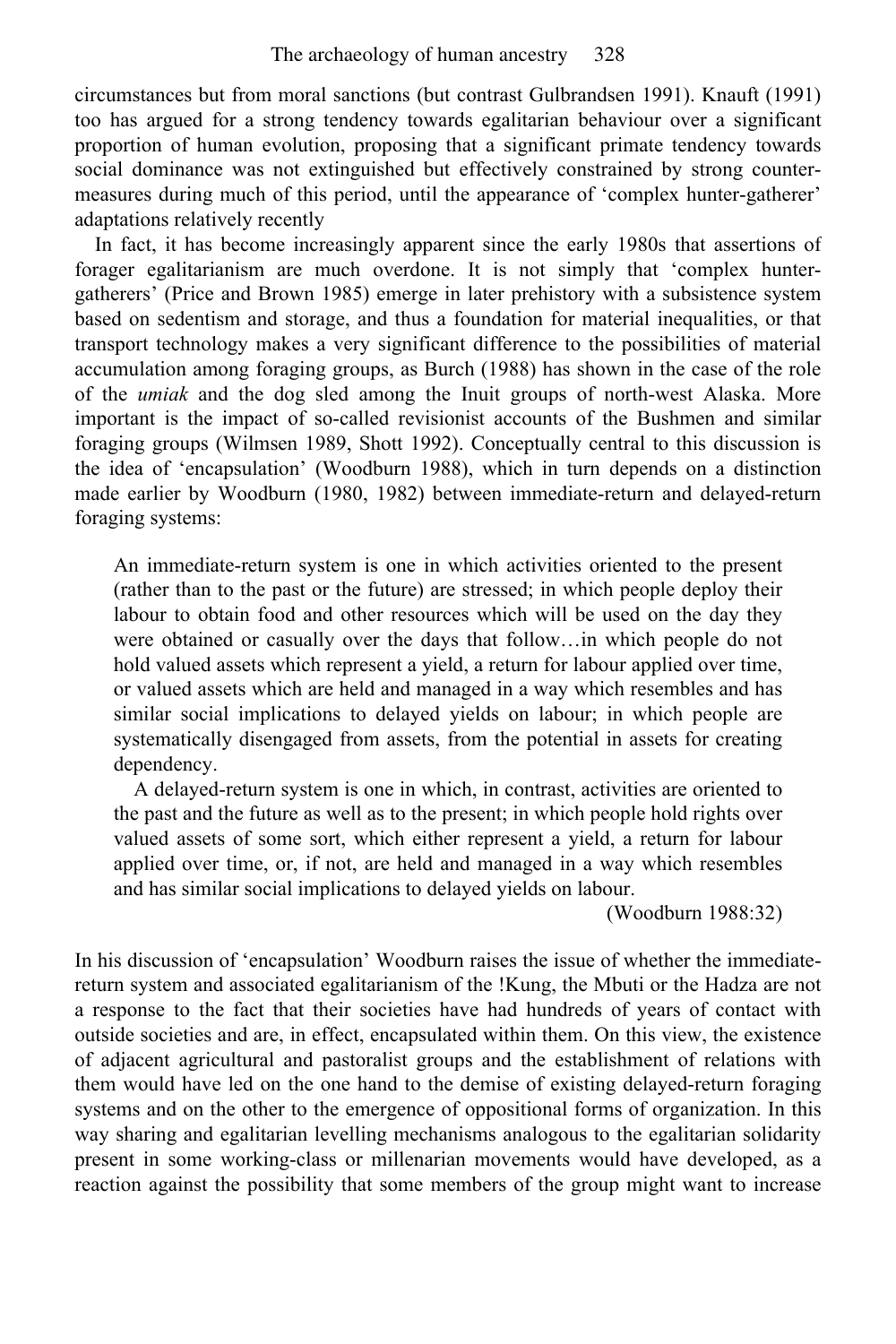circumstances but from moral sanctions (but contrast Gulbrandsen 1991). Knauft (1991) too has argued for a strong tendency towards egalitarian behaviour over a significant proportion of human evolution, proposing that a significant primate tendency towards social dominance was not extinguished but effectively constrained by strong counter-measures during much of this period, until the appearance of 'complex hunter-gatherer' adaptations relatively recently

In fact, it has become increasingly apparent since the early 1980s that assertions of forager egalitarianism are much overdone. It is not simply that 'complex hunter-gatherers' (Price and Brown 1985) emerge in later prehistory with a subsistence system based on sedentism and storage, and thus a foundation for material inequalities, or that transport technology makes a very significant difference to the possibilities of material accumulation among foraging groups, as Burch (1988) has shown in the case of the role of the *umiak* and the dog sled among the Inuit groups of north-west Alaska. More important is the impact of so-called revisionist accounts of the Bushmen and similar foraging groups (Wilmsen 1989, Shott 1992). Conceptually central to this discussion is the idea of 'encapsulation' (Woodburn 1988), which in turn depends on a distinction made earlier by Woodburn (1980, 1982) between immediate-return and delayed-return foraging systems:

> An immediate-return system is one in which activities oriented to the present (rather than to the past or the future) are stressed; in which people deploy their labour to obtain food and other resources which will be used on the day they were obtained or casually over the days that follow…in which people do not hold valued assets which represent a yield, a return for labour applied over time, or valued assets which are held and managed in a way which resembles and has similar social implications to delayed yields on labour; in which people are systematically disengaged from assets, from the potential in assets for creating dependency.
>
> A delayed-return system is one in which, in contrast, activities are oriented to the past and the future as well as to the present; in which people hold rights over valued assets of some sort, which either represent a yield, a return for labour applied over time, or, if not, are held and managed in a way which resembles and has similar social implications to delayed yields on labour.
>
> (Woodburn 1988:32)

In his discussion of 'encapsulation' Woodburn raises the issue of whether the immediate-return system and associated egalitarianism of the !Kung, the Mbuti or the Hadza are not a response to the fact that their societies have had hundreds of years of contact with outside societies and are, in effect, encapsulated within them. On this view, the existence of adjacent agricultural and pastoralist groups and the establishment of relations with them would have led on the one hand to the demise of existing delayed-return foraging systems and on the other to the emergence of oppositional forms of organization. In this way sharing and egalitarian levelling mechanisms analogous to the egalitarian solidarity present in some working-class or millenarian movements would have developed, as a reaction against the possibility that some members of the group might want to increase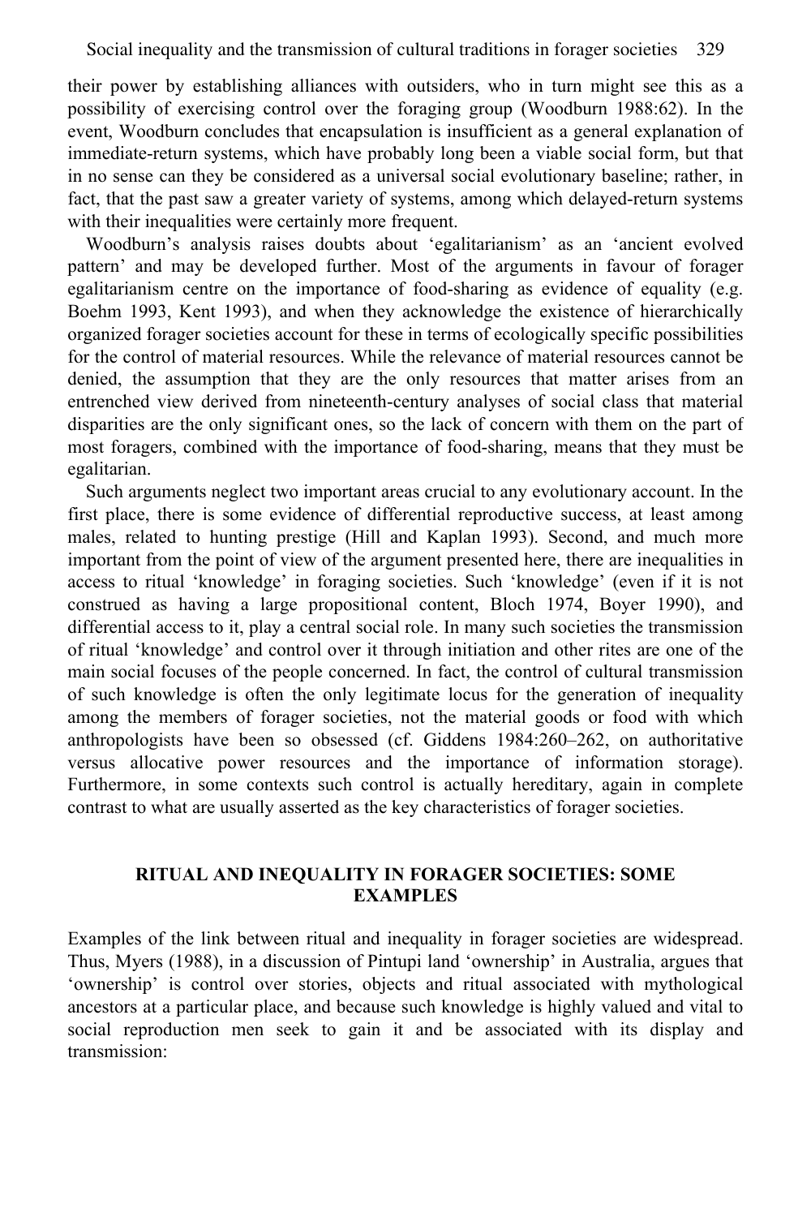their power by establishing alliances with outsiders, who in turn might see this as a possibility of exercising control over the foraging group (Woodburn 1988:62). In the event, Woodburn concludes that encapsulation is insufficient as a general explanation of immediate-return systems, which have probably long been a viable social form, but that in no sense can they be considered as a universal social evolutionary baseline; rather, in fact, that the past saw a greater variety of systems, among which delayed-return systems with their inequalities were certainly more frequent.

Woodburn's analysis raises doubts about 'egalitarianism' as an 'ancient evolved pattern' and may be developed further. Most of the arguments in favour of forager egalitarianism centre on the importance of food-sharing as evidence of equality (e.g. Boehm 1993, Kent 1993), and when they acknowledge the existence of hierarchically organized forager societies account for these in terms of ecologically specific possibilities for the control of material resources. While the relevance of material resources cannot be denied, the assumption that they are the only resources that matter arises from an entrenched view derived from nineteenth-century analyses of social class that material disparities are the only significant ones, so the lack of concern with them on the part of most foragers, combined with the importance of food-sharing, means that they must be egalitarian.

Such arguments neglect two important areas crucial to any evolutionary account. In the first place, there is some evidence of differential reproductive success, at least among males, related to hunting prestige (Hill and Kaplan 1993). Second, and much more important from the point of view of the argument presented here, there are inequalities in access to ritual 'knowledge' in foraging societies. Such 'knowledge' (even if it is not construed as having a large propositional content, Bloch 1974, Boyer 1990), and differential access to it, play a central social role. In many such societies the transmission of ritual 'knowledge' and control over it through initiation and other rites are one of the main social focuses of the people concerned. In fact, the control of cultural transmission of such knowledge is often the only legitimate locus for the generation of inequality among the members of forager societies, not the material goods or food with which anthropologists have been so obsessed (cf. Giddens 1984:260–262, on authoritative versus allocative power resources and the importance of information storage). Furthermore, in some contexts such control is actually hereditary, again in complete contrast to what are usually asserted as the key characteristics of forager societies.

## RITUAL AND INEQUALITY IN FORAGER SOCIETIES: SOME EXAMPLES

Examples of the link between ritual and inequality in forager societies are widespread. Thus, Myers (1988), in a discussion of Pintupi land 'ownership' in Australia, argues that 'ownership' is control over stories, objects and ritual associated with mythological ancestors at a particular place, and because such knowledge is highly valued and vital to social reproduction men seek to gain it and be associated with its display and transmission: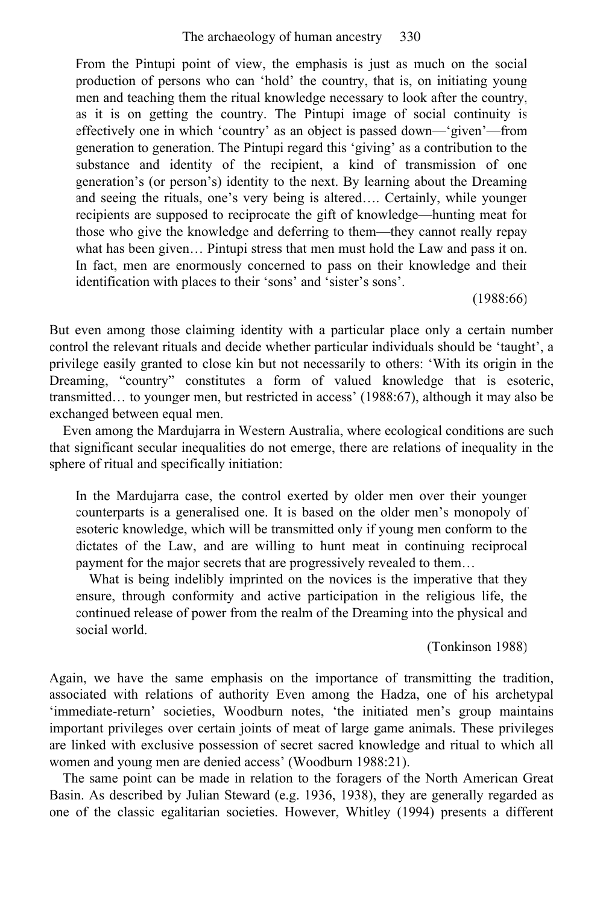> From the Pintupi point of view, the emphasis is just as much on the social production of persons who can 'hold' the country, that is, on initiating young men and teaching them the ritual knowledge necessary to look after the country, as it is on getting the country. The Pintupi image of social continuity is effectively one in which 'country' as an object is passed down—'given'—from generation to generation. The Pintupi regard this 'giving' as a contribution to the substance and identity of the recipient, a kind of transmission of one generation's (or person's) identity to the next. By learning about the Dreaming and seeing the rituals, one's very being is altered…. Certainly, while younger recipients are supposed to reciprocate the gift of knowledge—hunting meat for those who give the knowledge and deferring to them—they cannot really repay what has been given… Pintupi stress that men must hold the Law and pass it on. In fact, men are enormously concerned to pass on their knowledge and their identification with places to their 'sons' and 'sister's sons'.
>
> (1988:66)

But even among those claiming identity with a particular place only a certain number control the relevant rituals and decide whether particular individuals should be 'taught', a privilege easily granted to close kin but not necessarily to others: 'With its origin in the Dreaming, "country" constitutes a form of valued knowledge that is esoteric, transmitted… to younger men, but restricted in access' (1988:67), although it may also be exchanged between equal men.

Even among the Mardujarra in Western Australia, where ecological conditions are such that significant secular inequalities do not emerge, there are relations of inequality in the sphere of ritual and specifically initiation:

> In the Mardujarra case, the control exerted by older men over their younger counterparts is a generalised one. It is based on the older men's monopoly of esoteric knowledge, which will be transmitted only if young men conform to the dictates of the Law, and are willing to hunt meat in continuing reciprocal payment for the major secrets that are progressively revealed to them…
>
> What is being indelibly imprinted on the novices is the imperative that they ensure, through conformity and active participation in the religious life, the continued release of power from the realm of the Dreaming into the physical and social world.
>
> (Tonkinson 1988)

Again, we have the same emphasis on the importance of transmitting the tradition, associated with relations of authority Even among the Hadza, one of his archetypal 'immediate-return' societies, Woodburn notes, 'the initiated men's group maintains important privileges over certain joints of meat of large game animals. These privileges are linked with exclusive possession of secret sacred knowledge and ritual to which all women and young men are denied access' (Woodburn 1988:21).

The same point can be made in relation to the foragers of the North American Great Basin. As described by Julian Steward (e.g. 1936, 1938), they are generally regarded as one of the classic egalitarian societies. However, Whitley (1994) presents a different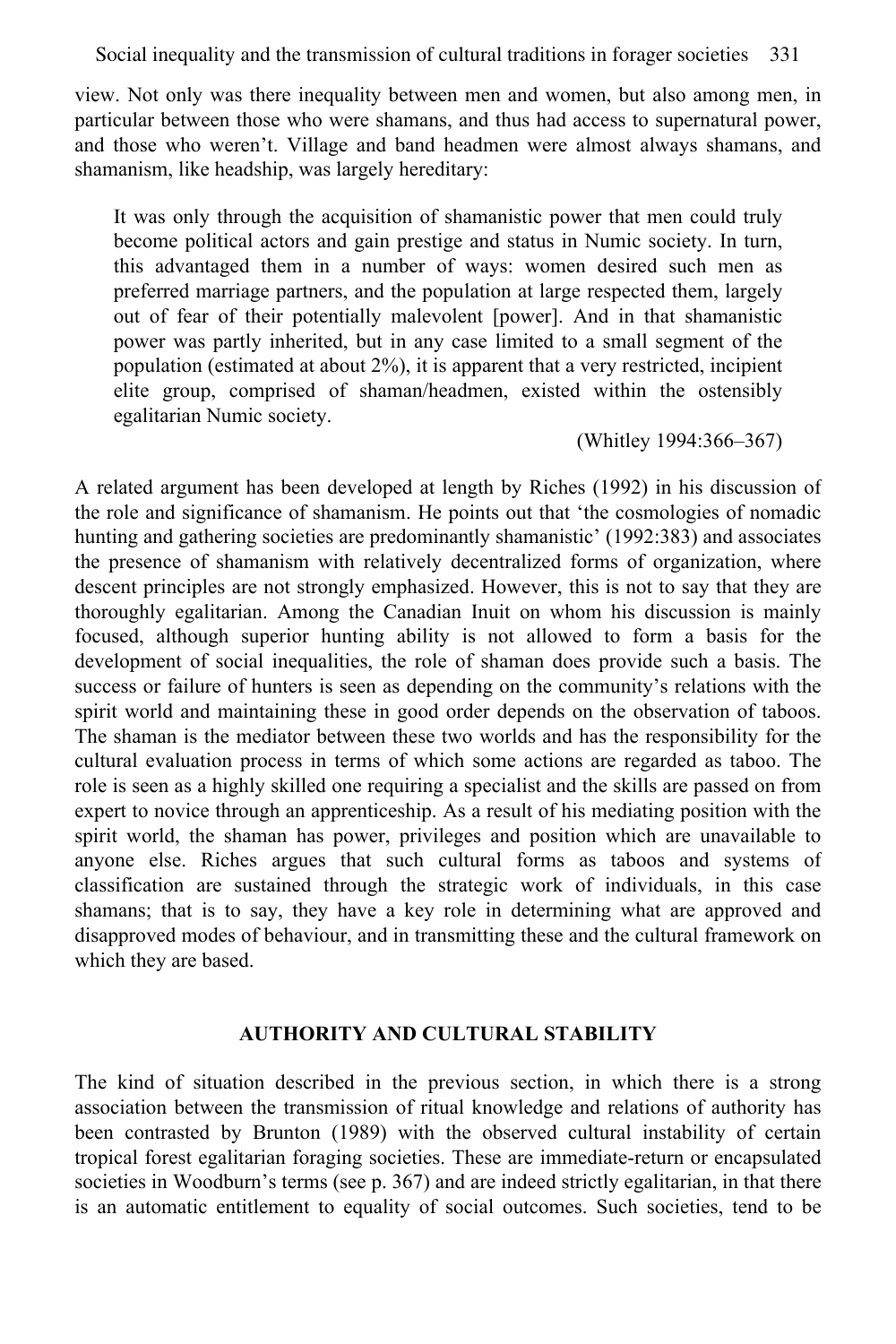view. Not only was there inequality between men and women, but also among men, in particular between those who were shamans, and thus had access to supernatural power, and those who weren't. Village and band headmen were almost always shamans, and shamanism, like headship, was largely hereditary:

> It was only through the acquisition of shamanistic power that men could truly become political actors and gain prestige and status in Numic society. In turn, this advantaged them in a number of ways: women desired such men as preferred marriage partners, and the population at large respected them, largely out of fear of their potentially malevolent [power]. And in that shamanistic power was partly inherited, but in any case limited to a small segment of the population (estimated at about 2%), it is apparent that a very restricted, incipient elite group, comprised of shaman/headmen, existed within the ostensibly egalitarian Numic society.
>
> (Whitley 1994:366–367)

A related argument has been developed at length by Riches (1992) in his discussion of the role and significance of shamanism. He points out that 'the cosmologies of nomadic hunting and gathering societies are predominantly shamanistic' (1992:383) and associates the presence of shamanism with relatively decentralized forms of organization, where descent principles are not strongly emphasized. However, this is not to say that they are thoroughly egalitarian. Among the Canadian Inuit on whom his discussion is mainly focused, although superior hunting ability is not allowed to form a basis for the development of social inequalities, the role of shaman does provide such a basis. The success or failure of hunters is seen as depending on the community's relations with the spirit world and maintaining these in good order depends on the observation of taboos. The shaman is the mediator between these two worlds and has the responsibility for the cultural evaluation process in terms of which some actions are regarded as taboo. The role is seen as a highly skilled one requiring a specialist and the skills are passed on from expert to novice through an apprenticeship. As a result of his mediating position with the spirit world, the shaman has power, privileges and position which are unavailable to anyone else. Riches argues that such cultural forms as taboos and systems of classification are sustained through the strategic work of individuals, in this case shamans; that is to say, they have a key role in determining what are approved and disapproved modes of behaviour, and in transmitting these and the cultural framework on which they are based.

## AUTHORITY AND CULTURAL STABILITY

The kind of situation described in the previous section, in which there is a strong association between the transmission of ritual knowledge and relations of authority has been contrasted by Brunton (1989) with the observed cultural instability of certain tropical forest egalitarian foraging societies. These are immediate-return or encapsulated societies in Woodburn's terms (see p. 367) and are indeed strictly egalitarian, in that there is an automatic entitlement to equality of social outcomes. Such societies, tend to be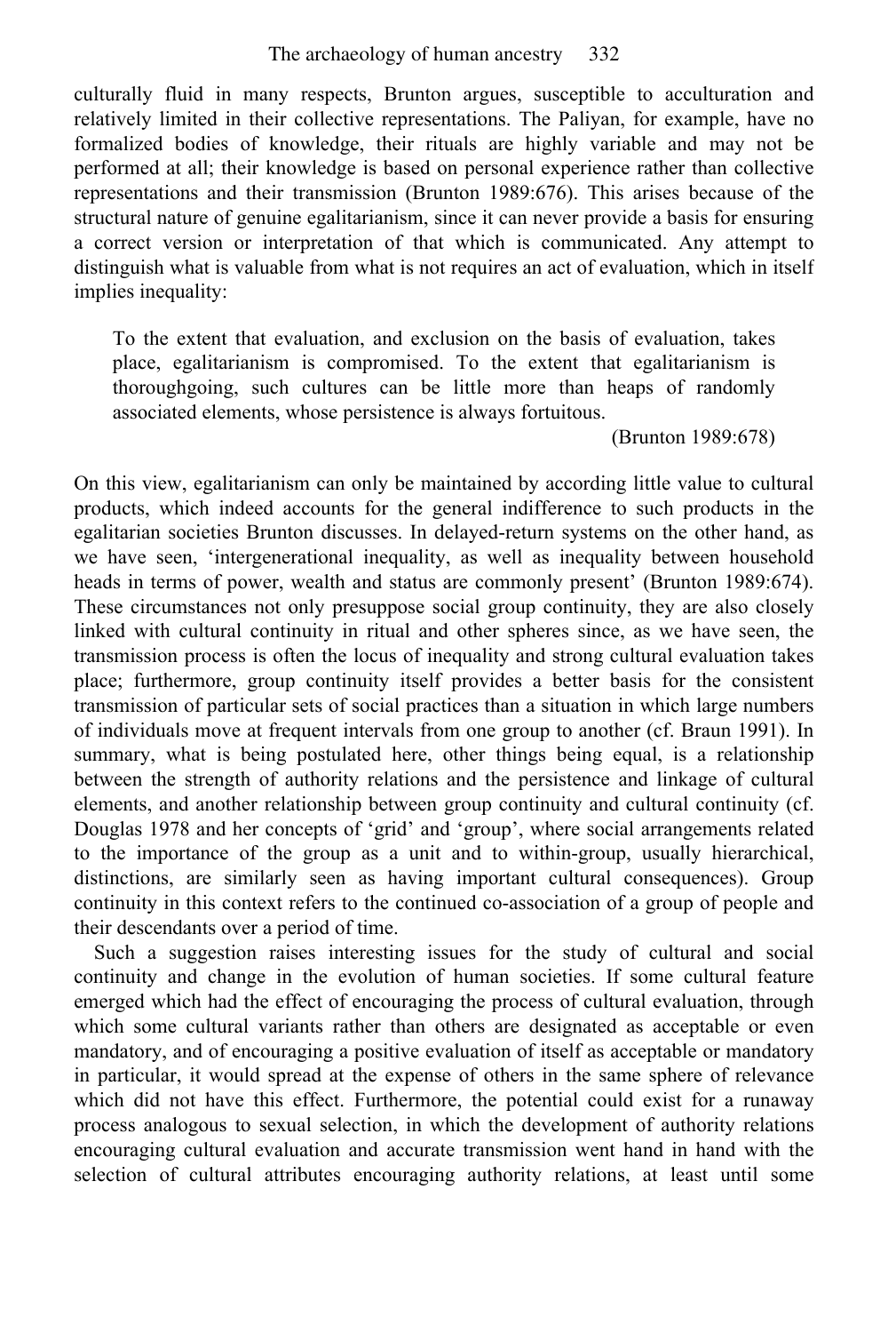culturally fluid in many respects, Brunton argues, susceptible to acculturation and relatively limited in their collective representations. The Paliyan, for example, have no formalized bodies of knowledge, their rituals are highly variable and may not be performed at all; their knowledge is based on personal experience rather than collective representations and their transmission (Brunton 1989:676). This arises because of the structural nature of genuine egalitarianism, since it can never provide a basis for ensuring a correct version or interpretation of that which is communicated. Any attempt to distinguish what is valuable from what is not requires an act of evaluation, which in itself implies inequality:

> To the extent that evaluation, and exclusion on the basis of evaluation, takes place, egalitarianism is compromised. To the extent that egalitarianism is thoroughgoing, such cultures can be little more than heaps of randomly associated elements, whose persistence is always fortuitous.
>
> (Brunton 1989:678)

On this view, egalitarianism can only be maintained by according little value to cultural products, which indeed accounts for the general indifference to such products in the egalitarian societies Brunton discusses. In delayed-return systems on the other hand, as we have seen, 'intergenerational inequality, as well as inequality between household heads in terms of power, wealth and status are commonly present' (Brunton 1989:674). These circumstances not only presuppose social group continuity, they are also closely linked with cultural continuity in ritual and other spheres since, as we have seen, the transmission process is often the locus of inequality and strong cultural evaluation takes place; furthermore, group continuity itself provides a better basis for the consistent transmission of particular sets of social practices than a situation in which large numbers of individuals move at frequent intervals from one group to another (cf. Braun 1991). In summary, what is being postulated here, other things being equal, is a relationship between the strength of authority relations and the persistence and linkage of cultural elements, and another relationship between group continuity and cultural continuity (cf. Douglas 1978 and her concepts of 'grid' and 'group', where social arrangements related to the importance of the group as a unit and to within-group, usually hierarchical, distinctions, are similarly seen as having important cultural consequences). Group continuity in this context refers to the continued co-association of a group of people and their descendants over a period of time.

Such a suggestion raises interesting issues for the study of cultural and social continuity and change in the evolution of human societies. If some cultural feature emerged which had the effect of encouraging the process of cultural evaluation, through which some cultural variants rather than others are designated as acceptable or even mandatory, and of encouraging a positive evaluation of itself as acceptable or mandatory in particular, it would spread at the expense of others in the same sphere of relevance which did not have this effect. Furthermore, the potential could exist for a runaway process analogous to sexual selection, in which the development of authority relations encouraging cultural evaluation and accurate transmission went hand in hand with the selection of cultural attributes encouraging authority relations, at least until some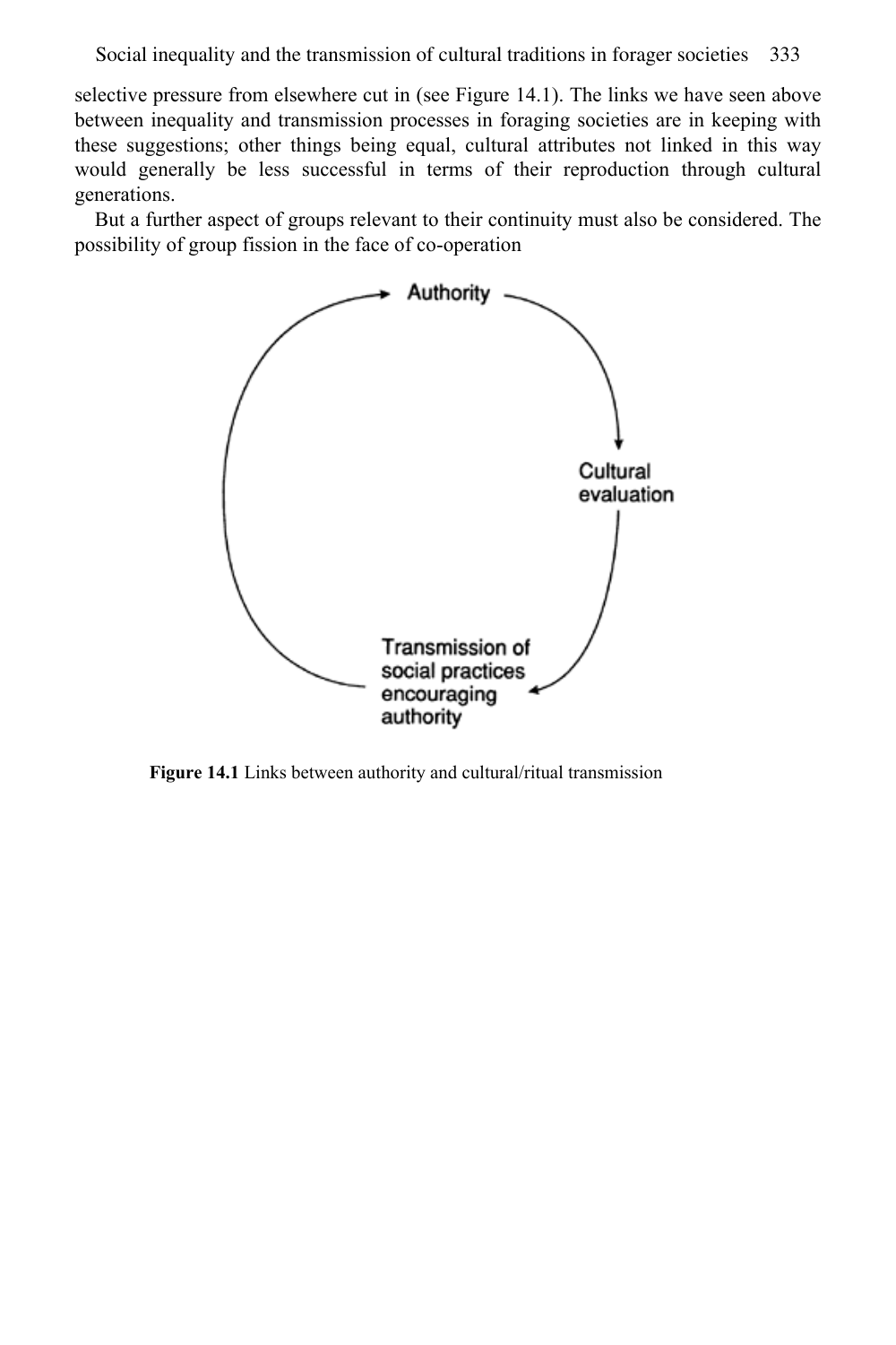selective pressure from elsewhere cut in (see Figure 14.1). The links we have seen above between inequality and transmission processes in foraging societies are in keeping with these suggestions; other things being equal, cultural attributes not linked in this way would generally be less successful in terms of their reproduction through cultural generations.

But a further aspect of groups relevant to their continuity must also be considered. The possibility of group fission in the face of co-operation

**Figure 14.1** Links between authority and cultural/ritual transmission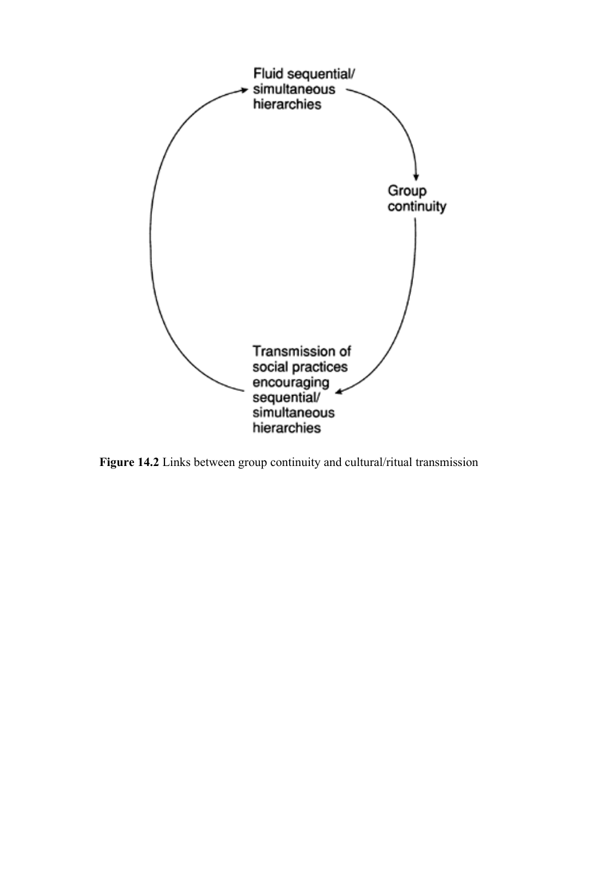Fluid sequential/ simultaneous hierarchies

Group continuity

Transmission of social practices encouraging sequential/ simultaneous hierarchies

**Figure 14.2** Links between group continuity and cultural/ritual transmission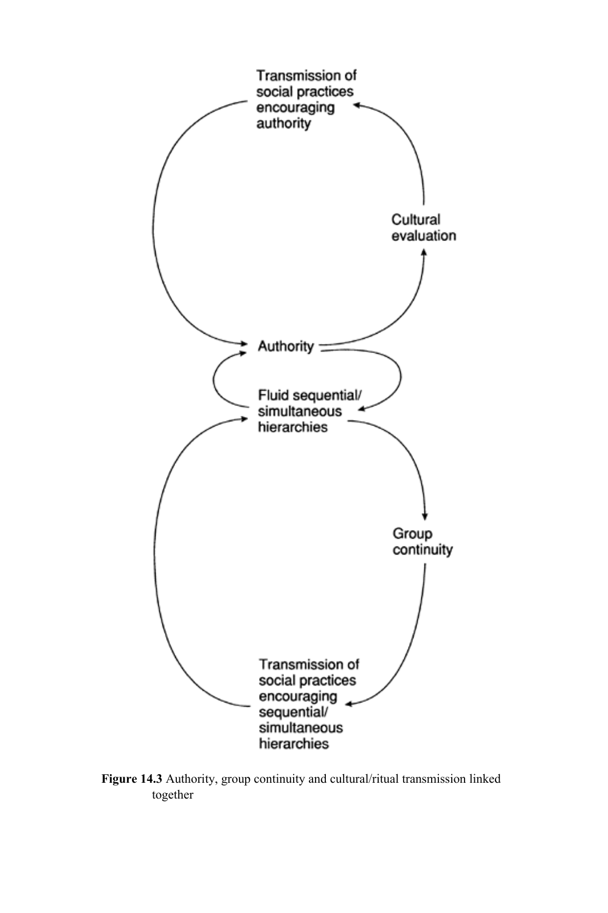Transmission of social practices encouraging authority

Cultural evaluation

Authority

Fluid sequential/ simultaneous hierarchies

Group continuity

Transmission of social practices encouraging sequential/ simultaneous hierarchies

**Figure 14.3** Authority, group continuity and cultural/ritual transmission linked together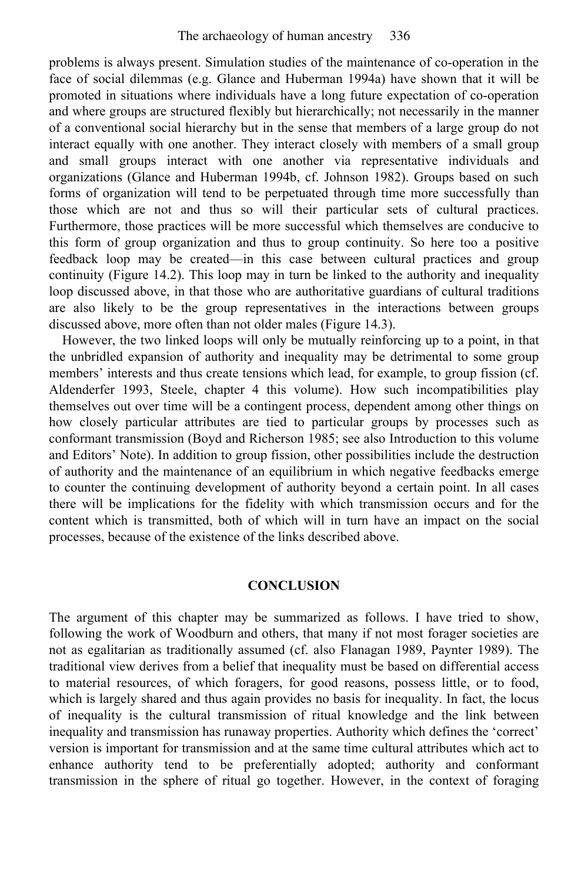problems is always present. Simulation studies of the maintenance of co-operation in the face of social dilemmas (e.g. Glance and Huberman 1994a) have shown that it will be promoted in situations where individuals have a long future expectation of co-operation and where groups are structured flexibly but hierarchically; not necessarily in the manner of a conventional social hierarchy but in the sense that members of a large group do not interact equally with one another. They interact closely with members of a small group and small groups interact with one another via representative individuals and organizations (Glance and Huberman 1994b, cf. Johnson 1982). Groups based on such forms of organization will tend to be perpetuated through time more successfully than those which are not and thus so will their particular sets of cultural practices. Furthermore, those practices will be more successful which themselves are conducive to this form of group organization and thus to group continuity. So here too a positive feedback loop may be created—in this case between cultural practices and group continuity (Figure 14.2). This loop may in turn be linked to the authority and inequality loop discussed above, in that those who are authoritative guardians of cultural traditions are also likely to be the group representatives in the interactions between groups discussed above, more often than not older males (Figure 14.3).

However, the two linked loops will only be mutually reinforcing up to a point, in that the unbridled expansion of authority and inequality may be detrimental to some group members' interests and thus create tensions which lead, for example, to group fission (cf. Aldenderfer 1993, Steele, chapter 4 this volume). How such incompatibilities play themselves out over time will be a contingent process, dependent among other things on how closely particular attributes are tied to particular groups by processes such as conformant transmission (Boyd and Richerson 1985; see also Introduction to this volume and Editors' Note). In addition to group fission, other possibilities include the destruction of authority and the maintenance of an equilibrium in which negative feedbacks emerge to counter the continuing development of authority beyond a certain point. In all cases there will be implications for the fidelity with which transmission occurs and for the content which is transmitted, both of which will in turn have an impact on the social processes, because of the existence of the links described above.

## CONCLUSION

The argument of this chapter may be summarized as follows. I have tried to show, following the work of Woodburn and others, that many if not most forager societies are not as egalitarian as traditionally assumed (cf. also Flanagan 1989, Paynter 1989). The traditional view derives from a belief that inequality must be based on differential access to material resources, of which foragers, for good reasons, possess little, or to food, which is largely shared and thus again provides no basis for inequality. In fact, the locus of inequality is the cultural transmission of ritual knowledge and the link between inequality and transmission has runaway properties. Authority which defines the 'correct' version is important for transmission and at the same time cultural attributes which act to enhance authority tend to be preferentially adopted; authority and conformant transmission in the sphere of ritual go together. However, in the context of foraging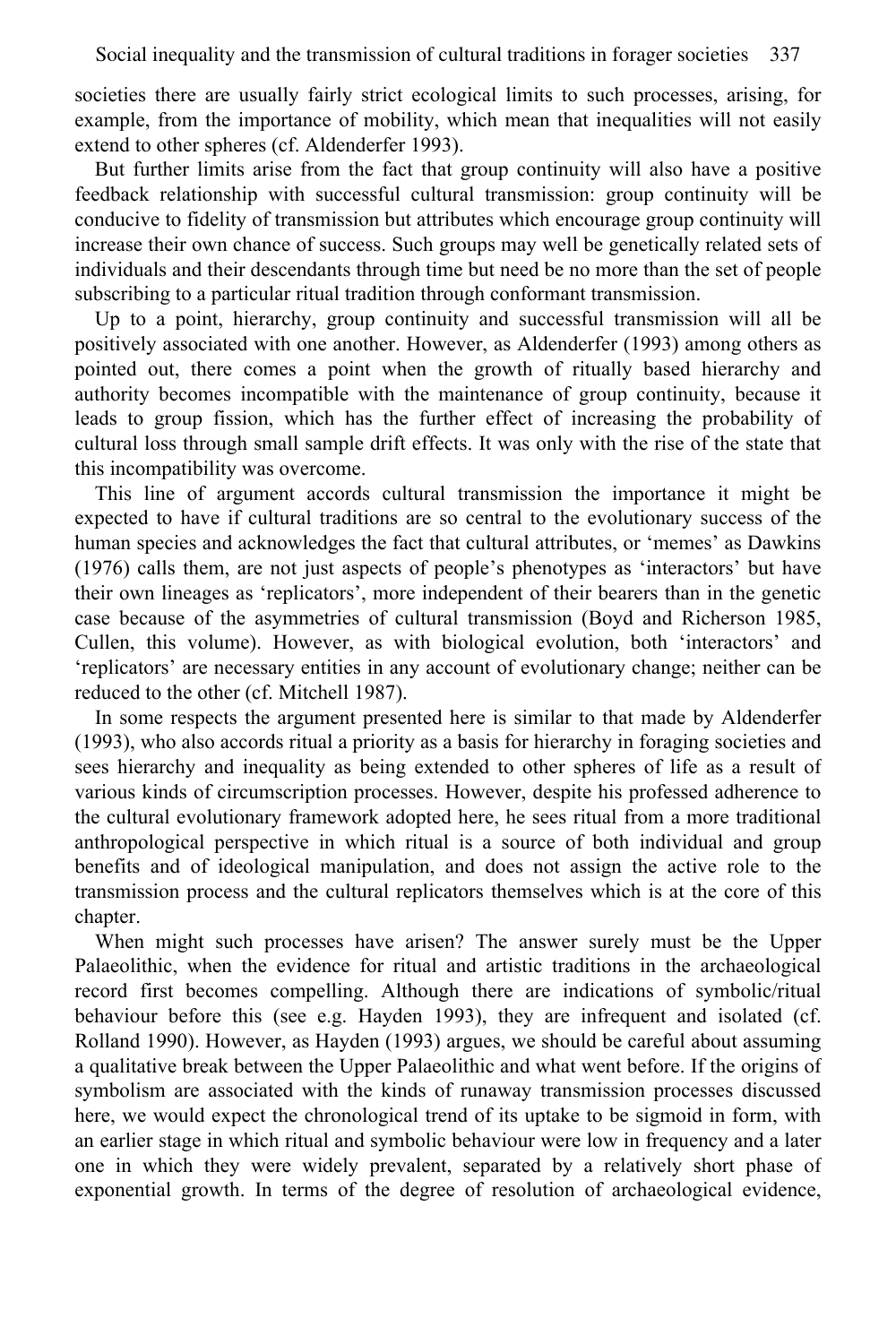societies there are usually fairly strict ecological limits to such processes, arising, for example, from the importance of mobility, which mean that inequalities will not easily extend to other spheres (cf. Aldenderfer 1993).

But further limits arise from the fact that group continuity will also have a positive feedback relationship with successful cultural transmission: group continuity will be conducive to fidelity of transmission but attributes which encourage group continuity will increase their own chance of success. Such groups may well be genetically related sets of individuals and their descendants through time but need be no more than the set of people subscribing to a particular ritual tradition through conformant transmission.

Up to a point, hierarchy, group continuity and successful transmission will all be positively associated with one another. However, as Aldenderfer (1993) among others as pointed out, there comes a point when the growth of ritually based hierarchy and authority becomes incompatible with the maintenance of group continuity, because it leads to group fission, which has the further effect of increasing the probability of cultural loss through small sample drift effects. It was only with the rise of the state that this incompatibility was overcome.

This line of argument accords cultural transmission the importance it might be expected to have if cultural traditions are so central to the evolutionary success of the human species and acknowledges the fact that cultural attributes, or 'memes' as Dawkins (1976) calls them, are not just aspects of people's phenotypes as 'interactors' but have their own lineages as 'replicators', more independent of their bearers than in the genetic case because of the asymmetries of cultural transmission (Boyd and Richerson 1985, Cullen, this volume). However, as with biological evolution, both 'interactors' and 'replicators' are necessary entities in any account of evolutionary change; neither can be reduced to the other (cf. Mitchell 1987).

In some respects the argument presented here is similar to that made by Aldenderfer (1993), who also accords ritual a priority as a basis for hierarchy in foraging societies and sees hierarchy and inequality as being extended to other spheres of life as a result of various kinds of circumscription processes. However, despite his professed adherence to the cultural evolutionary framework adopted here, he sees ritual from a more traditional anthropological perspective in which ritual is a source of both individual and group benefits and of ideological manipulation, and does not assign the active role to the transmission process and the cultural replicators themselves which is at the core of this chapter.

When might such processes have arisen? The answer surely must be the Upper Palaeolithic, when the evidence for ritual and artistic traditions in the archaeological record first becomes compelling. Although there are indications of symbolic/ritual behaviour before this (see e.g. Hayden 1993), they are infrequent and isolated (cf. Rolland 1990). However, as Hayden (1993) argues, we should be careful about assuming a qualitative break between the Upper Palaeolithic and what went before. If the origins of symbolism are associated with the kinds of runaway transmission processes discussed here, we would expect the chronological trend of its uptake to be sigmoid in form, with an earlier stage in which ritual and symbolic behaviour were low in frequency and a later one in which they were widely prevalent, separated by a relatively short phase of exponential growth. In terms of the degree of resolution of archaeological evidence,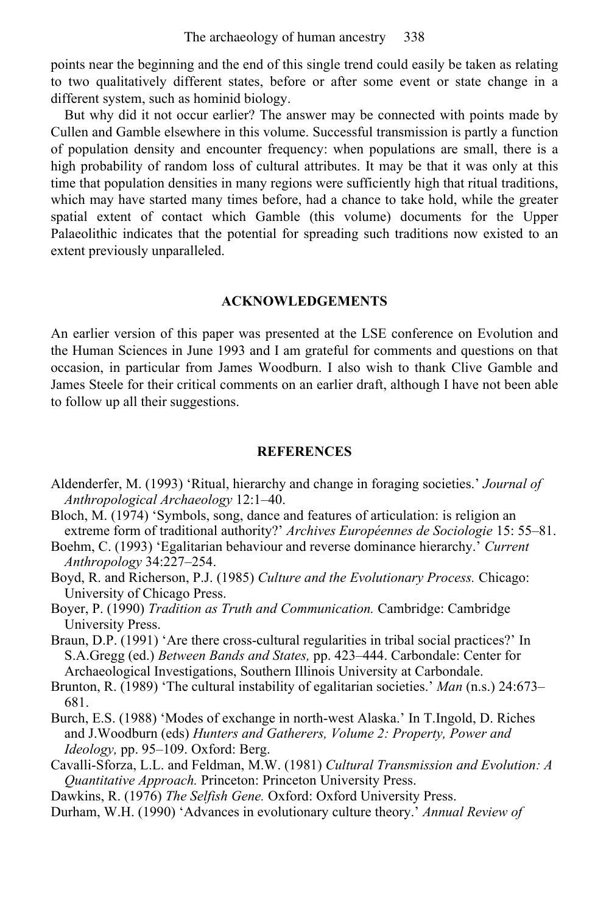points near the beginning and the end of this single trend could easily be taken as relating to two qualitatively different states, before or after some event or state change in a different system, such as hominid biology.

But why did it not occur earlier? The answer may be connected with points made by Cullen and Gamble elsewhere in this volume. Successful transmission is partly a function of population density and encounter frequency: when populations are small, there is a high probability of random loss of cultural attributes. It may be that it was only at this time that population densities in many regions were sufficiently high that ritual traditions, which may have started many times before, had a chance to take hold, while the greater spatial extent of contact which Gamble (this volume) documents for the Upper Palaeolithic indicates that the potential for spreading such traditions now existed to an extent previously unparalleled.

## ACKNOWLEDGEMENTS

An earlier version of this paper was presented at the LSE conference on Evolution and the Human Sciences in June 1993 and I am grateful for comments and questions on that occasion, in particular from James Woodburn. I also wish to thank Clive Gamble and James Steele for their critical comments on an earlier draft, although I have not been able to follow up all their suggestions.

## REFERENCES

Aldenderfer, M. (1993) 'Ritual, hierarchy and change in foraging societies.' *Journal of Anthropological Archaeology* 12:1–40.

Bloch, M. (1974) 'Symbols, song, dance and features of articulation: is religion an extreme form of traditional authority?' *Archives Européennes de Sociologie* 15: 55–81.

Boehm, C. (1993) 'Egalitarian behaviour and reverse dominance hierarchy.' *Current Anthropology* 34:227–254.

Boyd, R. and Richerson, P.J. (1985) *Culture and the Evolutionary Process.* Chicago: University of Chicago Press.

Boyer, P. (1990) *Tradition as Truth and Communication.* Cambridge: Cambridge University Press.

Braun, D.P. (1991) 'Are there cross-cultural regularities in tribal social practices?' In S.A.Gregg (ed.) *Between Bands and States,* pp. 423–444. Carbondale: Center for Archaeological Investigations, Southern Illinois University at Carbondale.

Brunton, R. (1989) 'The cultural instability of egalitarian societies.' *Man* (n.s.) 24:673–681.

Burch, E.S. (1988) 'Modes of exchange in north-west Alaska.' In T.Ingold, D. Riches and J.Woodburn (eds) *Hunters and Gatherers, Volume 2: Property, Power and Ideology,* pp. 95–109. Oxford: Berg.

Cavalli-Sforza, L.L. and Feldman, M.W. (1981) *Cultural Transmission and Evolution: A Quantitative Approach.* Princeton: Princeton University Press.

Dawkins, R. (1976) *The Selfish Gene.* Oxford: Oxford University Press.

Durham, W.H. (1990) 'Advances in evolutionary culture theory.' *Annual Review of*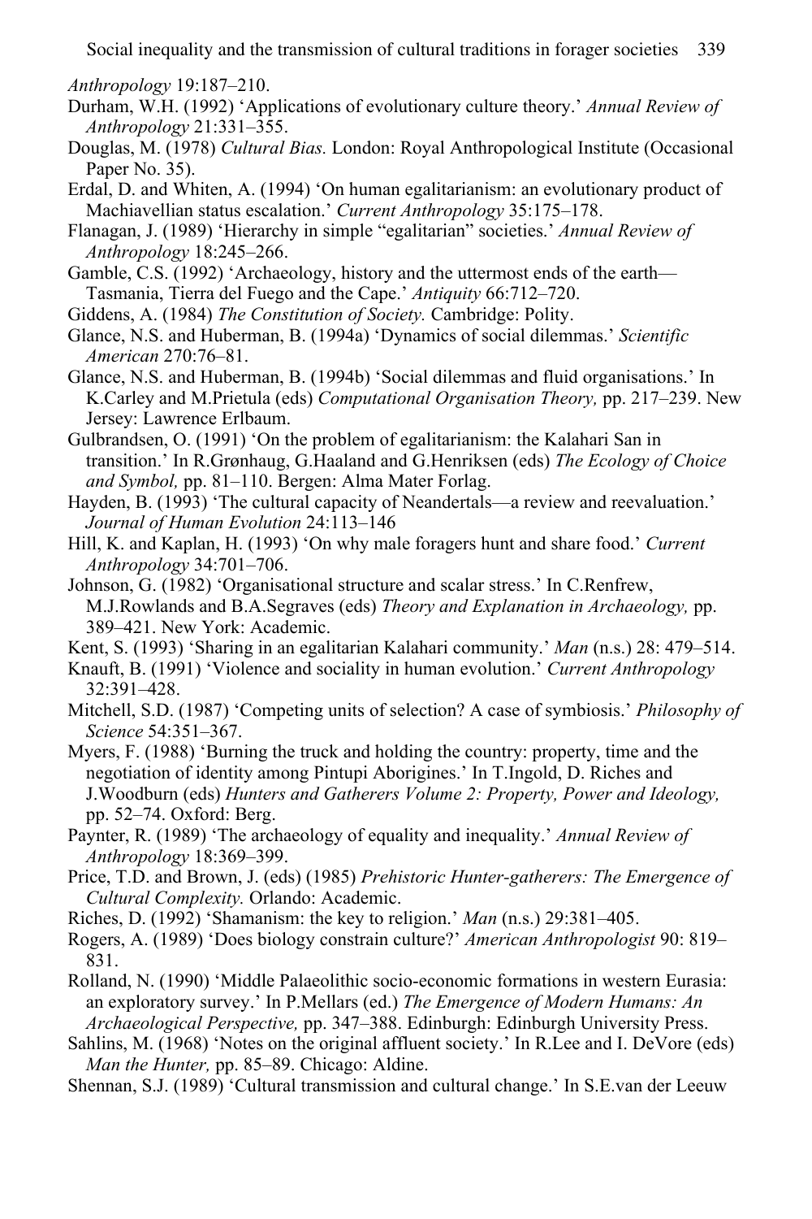*Anthropology* 19:187–210.

Durham, W.H. (1992) 'Applications of evolutionary culture theory.' *Annual Review of Anthropology* 21:331–355.

Douglas, M. (1978) *Cultural Bias.* London: Royal Anthropological Institute (Occasional Paper No. 35).

Erdal, D. and Whiten, A. (1994) 'On human egalitarianism: an evolutionary product of Machiavellian status escalation.' *Current Anthropology* 35:175–178.

Flanagan, J. (1989) 'Hierarchy in simple "egalitarian" societies.' *Annual Review of Anthropology* 18:245–266.

Gamble, C.S. (1992) 'Archaeology, history and the uttermost ends of the earth—Tasmania, Tierra del Fuego and the Cape.' *Antiquity* 66:712–720.

Giddens, A. (1984) *The Constitution of Society.* Cambridge: Polity.

Glance, N.S. and Huberman, B. (1994a) 'Dynamics of social dilemmas.' *Scientific American* 270:76–81.

Glance, N.S. and Huberman, B. (1994b) 'Social dilemmas and fluid organisations.' In K.Carley and M.Prietula (eds) *Computational Organisation Theory,* pp. 217–239. New Jersey: Lawrence Erlbaum.

Gulbrandsen, O. (1991) 'On the problem of egalitarianism: the Kalahari San in transition.' In R.Grønhaug, G.Haaland and G.Henriksen (eds) *The Ecology of Choice and Symbol,* pp. 81–110. Bergen: Alma Mater Forlag.

Hayden, B. (1993) 'The cultural capacity of Neandertals—a review and reevaluation.' *Journal of Human Evolution* 24:113–146

Hill, K. and Kaplan, H. (1993) 'On why male foragers hunt and share food.' *Current Anthropology* 34:701–706.

Johnson, G. (1982) 'Organisational structure and scalar stress.' In C.Renfrew, M.J.Rowlands and B.A.Segraves (eds) *Theory and Explanation in Archaeology,* pp. 389–421. New York: Academic.

Kent, S. (1993) 'Sharing in an egalitarian Kalahari community.' *Man* (n.s.) 28: 479–514.

Knauft, B. (1991) 'Violence and sociality in human evolution.' *Current Anthropology* 32:391–428.

Mitchell, S.D. (1987) 'Competing units of selection? A case of symbiosis.' *Philosophy of Science* 54:351–367.

Myers, F. (1988) 'Burning the truck and holding the country: property, time and the negotiation of identity among Pintupi Aborigines.' In T.Ingold, D. Riches and J.Woodburn (eds) *Hunters and Gatherers Volume 2: Property, Power and Ideology,* pp. 52–74. Oxford: Berg.

Paynter, R. (1989) 'The archaeology of equality and inequality.' *Annual Review of Anthropology* 18:369–399.

Price, T.D. and Brown, J. (eds) (1985) *Prehistoric Hunter-gatherers: The Emergence of Cultural Complexity.* Orlando: Academic.

Riches, D. (1992) 'Shamanism: the key to religion.' *Man* (n.s.) 29:381–405.

Rogers, A. (1989) 'Does biology constrain culture?' *American Anthropologist* 90: 819–831.

Rolland, N. (1990) 'Middle Palaeolithic socio-economic formations in western Eurasia: an exploratory survey.' In P.Mellars (ed.) *The Emergence of Modern Humans: An Archaeological Perspective,* pp. 347–388. Edinburgh: Edinburgh University Press.

Sahlins, M. (1968) 'Notes on the original affluent society.' In R.Lee and I. DeVore (eds) *Man the Hunter,* pp. 85–89. Chicago: Aldine.

Shennan, S.J. (1989) 'Cultural transmission and cultural change.' In S.E.van der Leeuw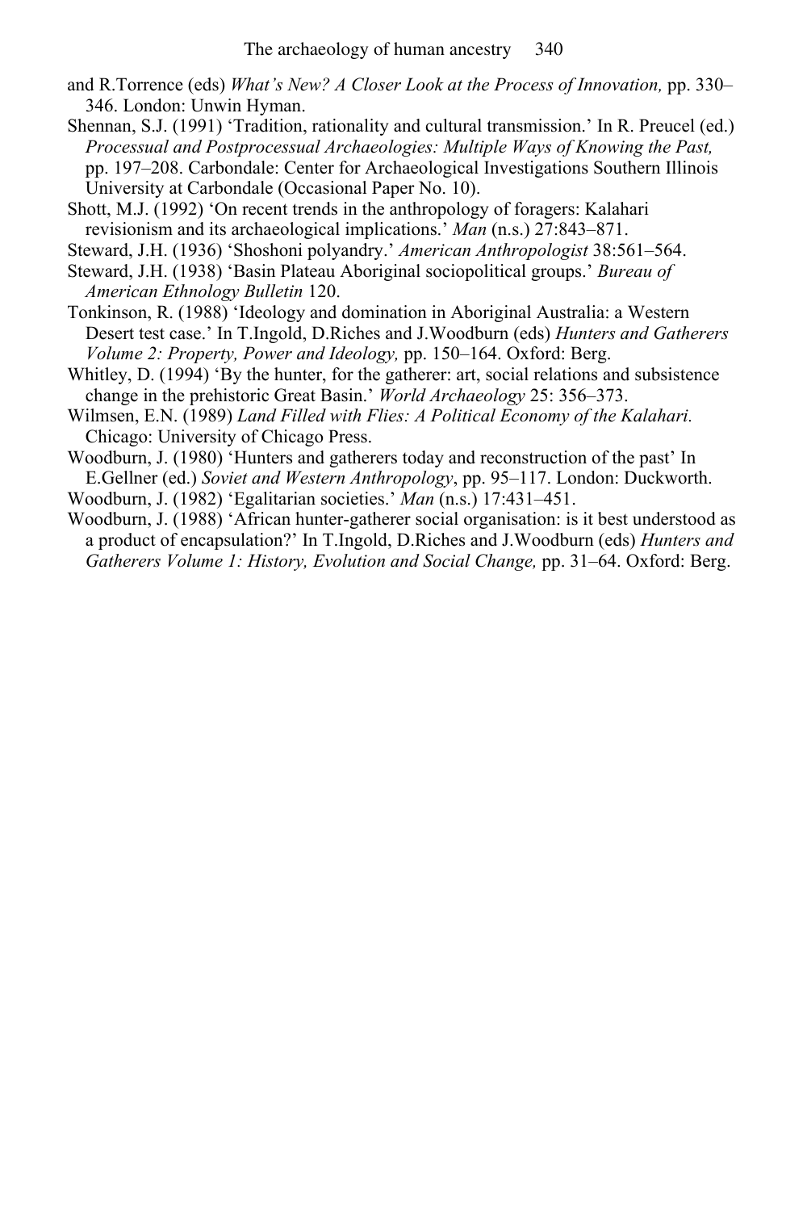and R.Torrence (eds) *What's New? A Closer Look at the Process of Innovation,* pp. 330–346. London: Unwin Hyman.

Shennan, S.J. (1991) 'Tradition, rationality and cultural transmission.' In R. Preucel (ed.) *Processual and Postprocessual Archaeologies: Multiple Ways of Knowing the Past,* pp. 197–208. Carbondale: Center for Archaeological Investigations Southern Illinois University at Carbondale (Occasional Paper No. 10).

Shott, M.J. (1992) 'On recent trends in the anthropology of foragers: Kalahari revisionism and its archaeological implications.' *Man* (n.s.) 27:843–871.

Steward, J.H. (1936) 'Shoshoni polyandry.' *American Anthropologist* 38:561–564.

Steward, J.H. (1938) 'Basin Plateau Aboriginal sociopolitical groups.' *Bureau of American Ethnology Bulletin* 120.

Tonkinson, R. (1988) 'Ideology and domination in Aboriginal Australia: a Western Desert test case.' In T.Ingold, D.Riches and J.Woodburn (eds) *Hunters and Gatherers Volume 2: Property, Power and Ideology,* pp. 150–164. Oxford: Berg.

Whitley, D. (1994) 'By the hunter, for the gatherer: art, social relations and subsistence change in the prehistoric Great Basin.' *World Archaeology* 25: 356–373.

Wilmsen, E.N. (1989) *Land Filled with Flies: A Political Economy of the Kalahari.* Chicago: University of Chicago Press.

Woodburn, J. (1980) 'Hunters and gatherers today and reconstruction of the past' In E.Gellner (ed.) *Soviet and Western Anthropology*, pp. 95–117. London: Duckworth.

Woodburn, J. (1982) 'Egalitarian societies.' *Man* (n.s.) 17:431–451.

Woodburn, J. (1988) 'African hunter-gatherer social organisation: is it best understood as a product of encapsulation?' In T.Ingold, D.Riches and J.Woodburn (eds) *Hunters and Gatherers Volume 1: History, Evolution and Social Change,* pp. 31–64. Oxford: Berg.